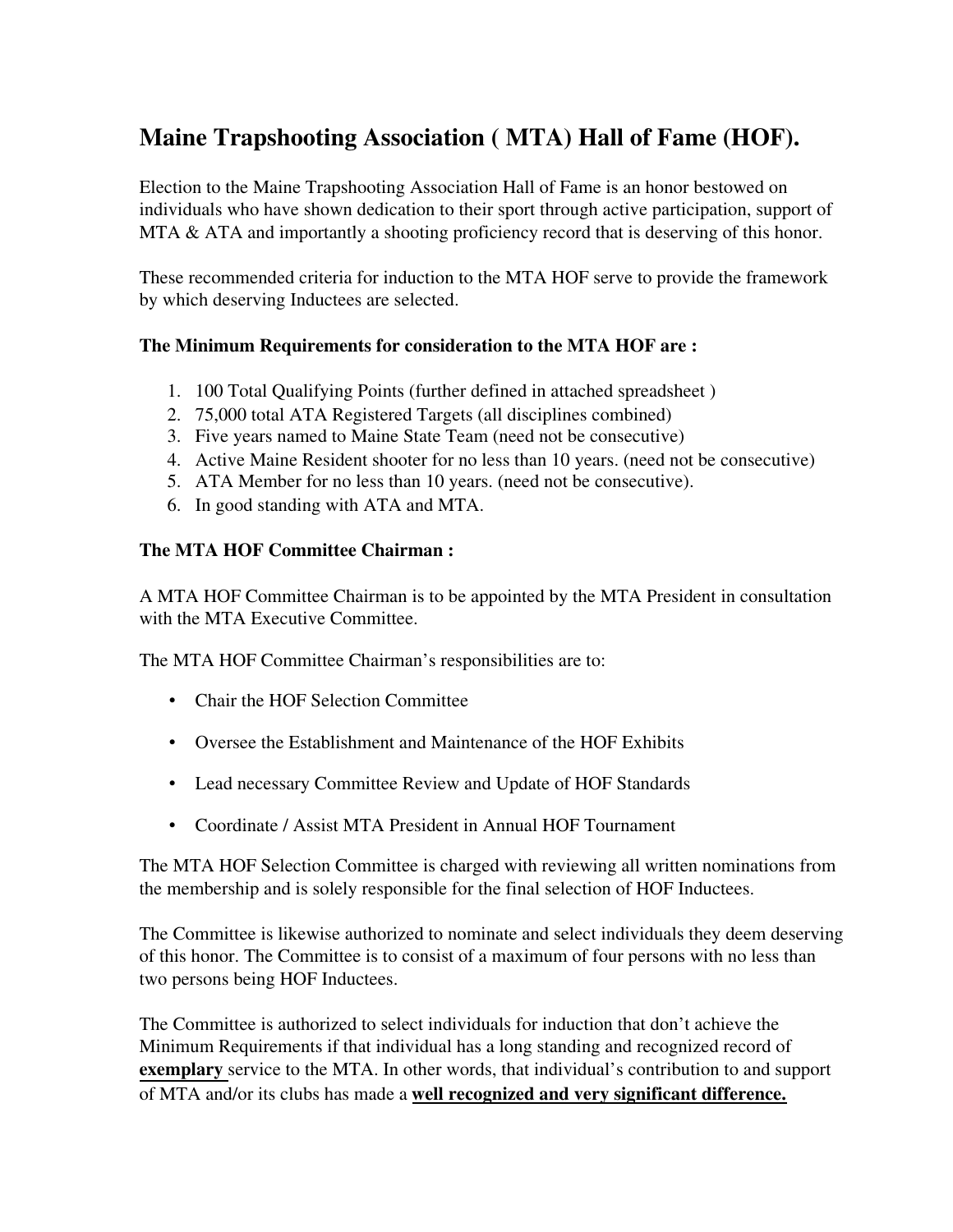# Maine Trapshooting Association ( MTA) Hall of Fame (HOF).

Election to the Maine Trapshooting Association Hall of Fame is an honor bestowed on individuals who have shown dedication to their sport through active participation, support of MTA & ATA and importantly a shooting proficiency record that is deserving of this honor.

These recommended criteria for induction to the MTA HOF serve to provide the framework by which deserving Inductees are selected.

**The Minimum Requirements for consideration to the MTA HOF are :**

1. 100 Total Qualifying Points (further defined in attached spreadsheet )
2. 75,000 total ATA Registered Targets (all disciplines combined)
3. Five years named to Maine State Team (need not be consecutive)
4. Active Maine Resident shooter for no less than 10 years. (need not be consecutive)
5. ATA Member for no less than 10 years. (need not be consecutive).
6. In good standing with ATA and MTA.

**The MTA HOF Committee Chairman :**

A MTA HOF Committee Chairman is to be appointed by the MTA President in consultation with the MTA Executive Committee.

The MTA HOF Committee Chairman's responsibilities are to:

- Chair the HOF Selection Committee
- Oversee the Establishment and Maintenance of the HOF Exhibits
- Lead necessary Committee Review and Update of HOF Standards
- Coordinate / Assist MTA President in Annual HOF Tournament

The MTA HOF Selection Committee is charged with reviewing all written nominations from the membership and is solely responsible for the final selection of HOF Inductees.

The Committee is likewise authorized to nominate and select individuals they deem deserving of this honor. The Committee is to consist of a maximum of four persons with no less than two persons being HOF Inductees.

The Committee is authorized to select individuals for induction that don't achieve the Minimum Requirements if that individual has a long standing and recognized record of **exemplary** service to the MTA. In other words, that individual's contribution to and support of MTA and/or its clubs has made a **well recognized and very significant difference.**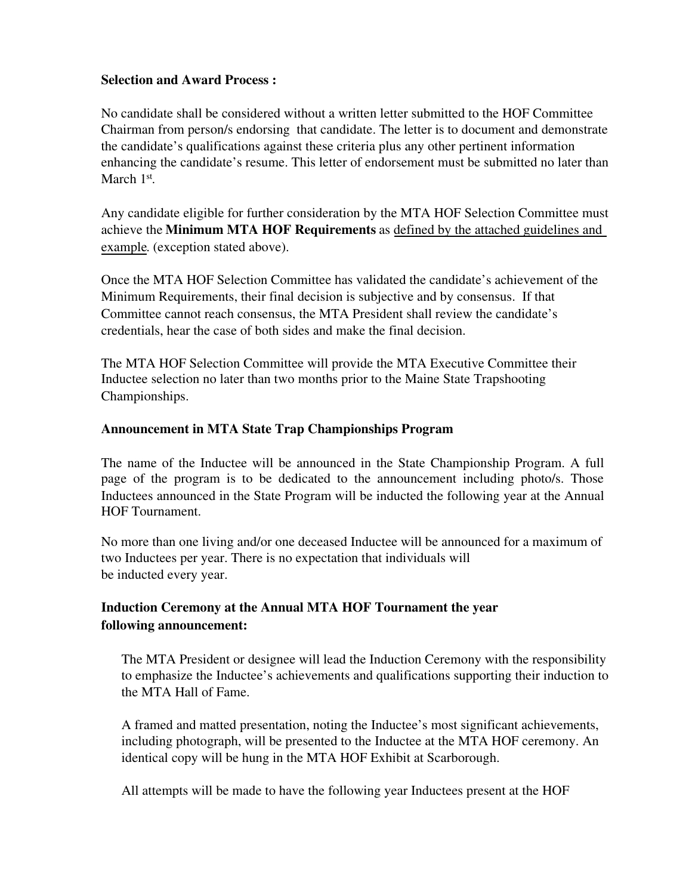**Selection and Award Process :**

No candidate shall be considered without a written letter submitted to the HOF Committee Chairman from person/s endorsing that candidate. The letter is to document and demonstrate the candidate's qualifications against these criteria plus any other pertinent information enhancing the candidate's resume. This letter of endorsement must be submitted no later than March 1st.

Any candidate eligible for further consideration by the MTA HOF Selection Committee must achieve the **Minimum MTA HOF Requirements** as defined by the attached guidelines and example. (exception stated above).

Once the MTA HOF Selection Committee has validated the candidate's achievement of the Minimum Requirements, their final decision is subjective and by consensus. If that Committee cannot reach consensus, the MTA President shall review the candidate's credentials, hear the case of both sides and make the final decision.

The MTA HOF Selection Committee will provide the MTA Executive Committee their Inductee selection no later than two months prior to the Maine State Trapshooting Championships.

**Announcement in MTA State Trap Championships Program**

The name of the Inductee will be announced in the State Championship Program. A full page of the program is to be dedicated to the announcement including photo/s. Those Inductees announced in the State Program will be inducted the following year at the Annual HOF Tournament.

No more than one living and/or one deceased Inductee will be announced for a maximum of two Inductees per year. There is no expectation that individuals will be inducted every year.

**Induction Ceremony at the Annual MTA HOF Tournament the year following announcement:**

The MTA President or designee will lead the Induction Ceremony with the responsibility to emphasize the Inductee's achievements and qualifications supporting their induction to the MTA Hall of Fame.

A framed and matted presentation, noting the Inductee's most significant achievements, including photograph, will be presented to the Inductee at the MTA HOF ceremony. An identical copy will be hung in the MTA HOF Exhibit at Scarborough.

All attempts will be made to have the following year Inductees present at the HOF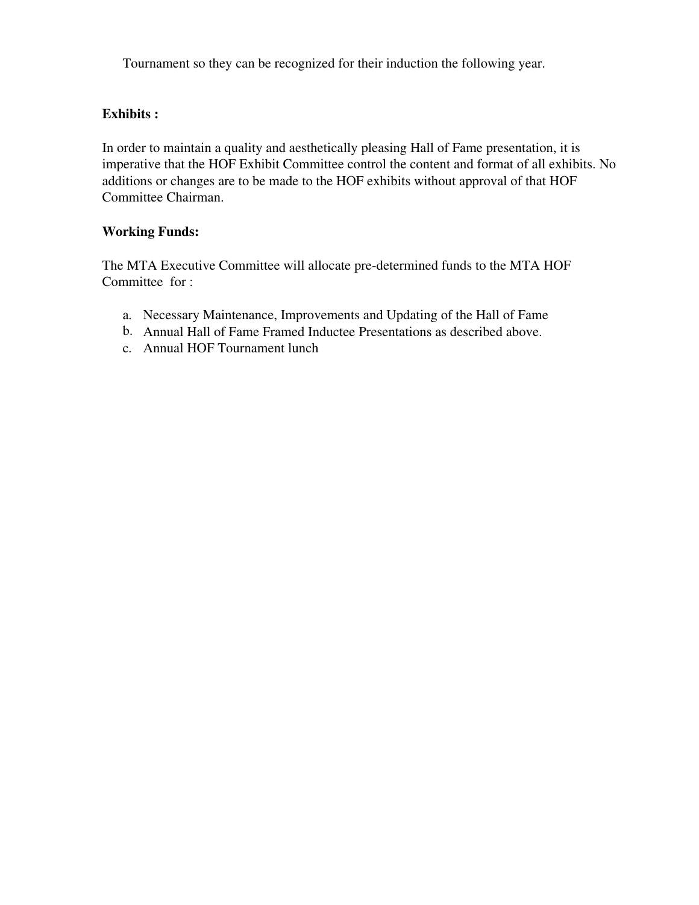Tournament so they can be recognized for their induction the following year.

**Exhibits :**

In order to maintain a quality and aesthetically pleasing Hall of Fame presentation, it is imperative that the HOF Exhibit Committee control the content and format of all exhibits. No additions or changes are to be made to the HOF exhibits without approval of that HOF Committee Chairman.

**Working Funds:**

The MTA Executive Committee will allocate pre-determined funds to the MTA HOF Committee for :

a. Necessary Maintenance, Improvements and Updating of the Hall of Fame
b. Annual Hall of Fame Framed Inductee Presentations as described above.
c. Annual HOF Tournament lunch